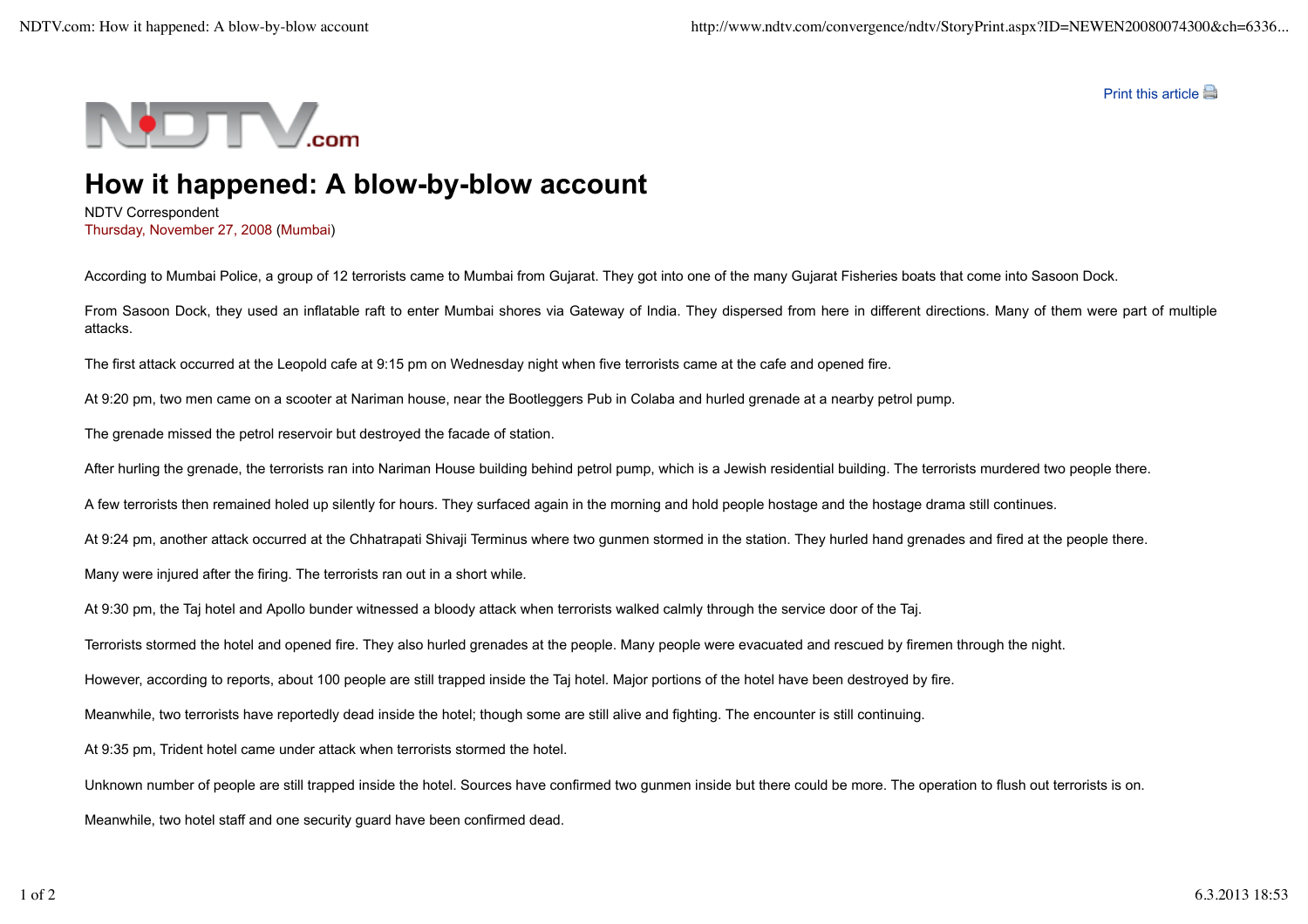# How it happened: A blow-by-blow account

NDTV Correspondent
Thursday, November 27, 2008 (Mumbai)

According to Mumbai Police, a group of 12 terrorists came to Mumbai from Gujarat. They got into one of the many Gujarat Fisheries boats that come into Sasoon Dock.

From Sasoon Dock, they used an inflatable raft to enter Mumbai shores via Gateway of India. They dispersed from here in different directions. Many of them were part of multiple attacks.

The first attack occurred at the Leopold cafe at 9:15 pm on Wednesday night when five terrorists came at the cafe and opened fire.

At 9:20 pm, two men came on a scooter at Nariman house, near the Bootleggers Pub in Colaba and hurled grenade at a nearby petrol pump.

The grenade missed the petrol reservoir but destroyed the facade of station.

After hurling the grenade, the terrorists ran into Nariman House building behind petrol pump, which is a Jewish residential building. The terrorists murdered two people there.

A few terrorists then remained holed up silently for hours. They surfaced again in the morning and hold people hostage and the hostage drama still continues.

At 9:24 pm, another attack occurred at the Chhatrapati Shivaji Terminus where two gunmen stormed in the station. They hurled hand grenades and fired at the people there.

Many were injured after the firing. The terrorists ran out in a short while.

At 9:30 pm, the Taj hotel and Apollo bunder witnessed a bloody attack when terrorists walked calmly through the service door of the Taj.

Terrorists stormed the hotel and opened fire. They also hurled grenades at the people. Many people were evacuated and rescued by firemen through the night.

However, according to reports, about 100 people are still trapped inside the Taj hotel. Major portions of the hotel have been destroyed by fire.

Meanwhile, two terrorists have reportedly dead inside the hotel; though some are still alive and fighting. The encounter is still continuing.

At 9:35 pm, Trident hotel came under attack when terrorists stormed the hotel.

Unknown number of people are still trapped inside the hotel. Sources have confirmed two gunmen inside but there could be more. The operation to flush out terrorists is on.

Meanwhile, two hotel staff and one security guard have been confirmed dead.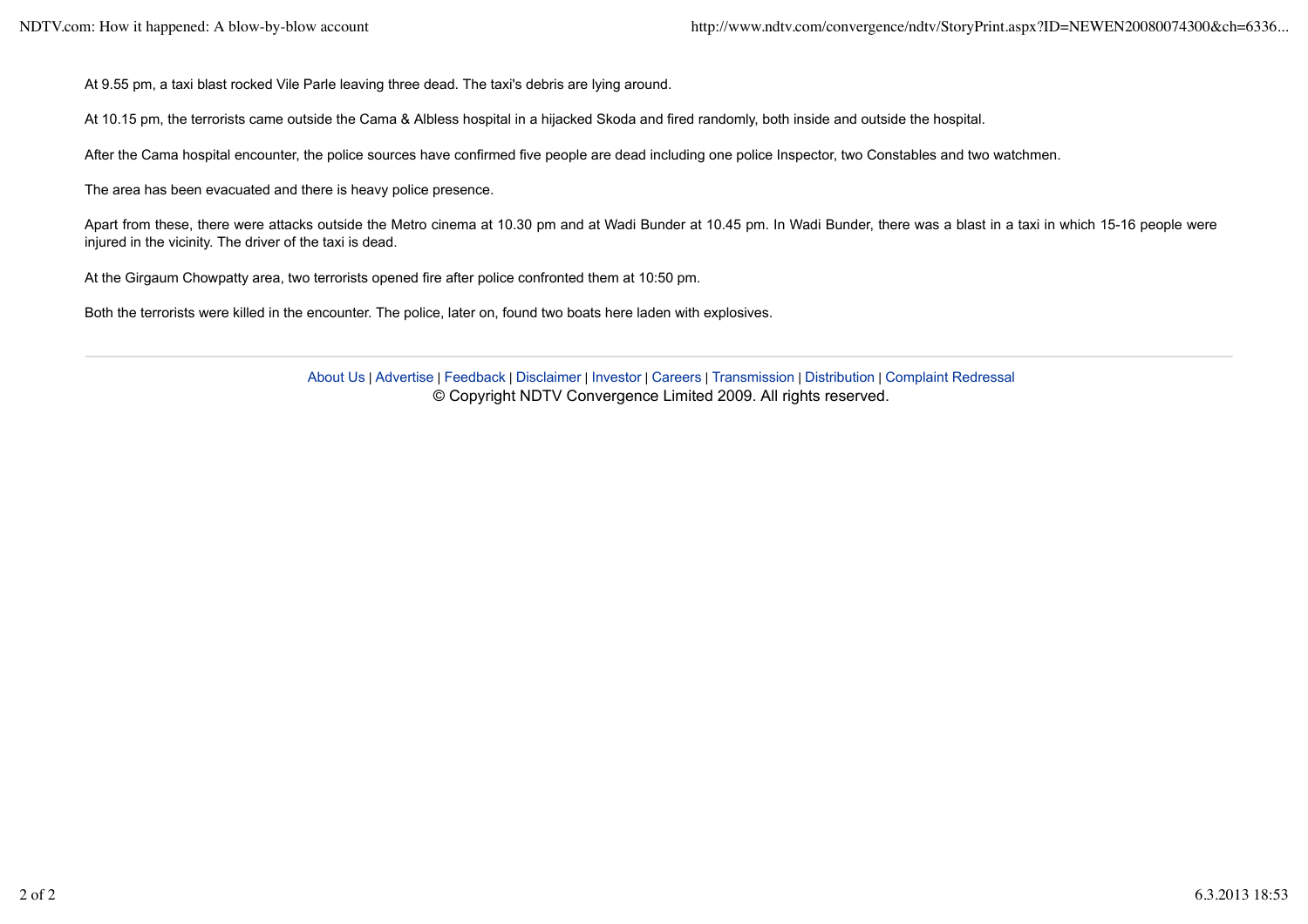At 9.55 pm, a taxi blast rocked Vile Parle leaving three dead. The taxi's debris are lying around.

At 10.15 pm, the terrorists came outside the Cama & Albless hospital in a hijacked Skoda and fired randomly, both inside and outside the hospital.

After the Cama hospital encounter, the police sources have confirmed five people are dead including one police Inspector, two Constables and two watchmen.

The area has been evacuated and there is heavy police presence.

Apart from these, there were attacks outside the Metro cinema at 10.30 pm and at Wadi Bunder at 10.45 pm. In Wadi Bunder, there was a blast in a taxi in which 15-16 people were injured in the vicinity. The driver of the taxi is dead.

At the Girgaum Chowpatty area, two terrorists opened fire after police confronted them at 10:50 pm.

Both the terrorists were killed in the encounter. The police, later on, found two boats here laden with explosives.

---

About Us | Advertise | Feedback | Disclaimer | Investor | Careers | Transmission | Distribution | Complaint Redressal
© Copyright NDTV Convergence Limited 2009. All rights reserved.